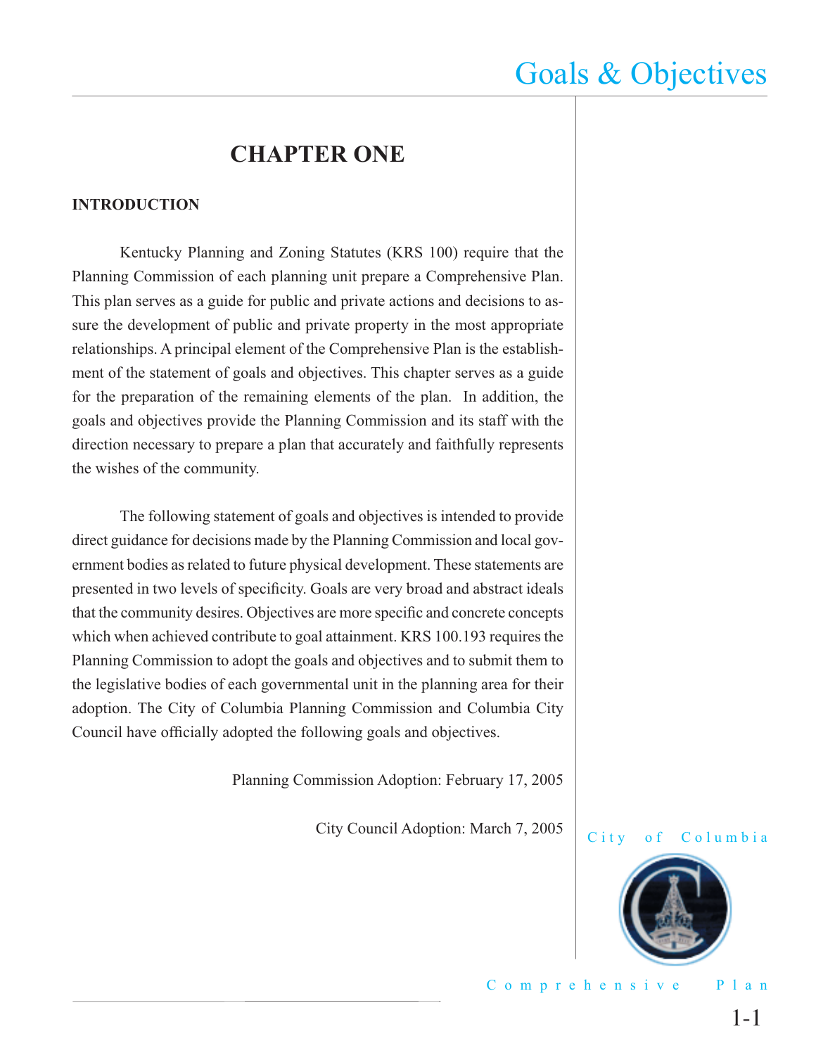# CHAPTER ONE

## INTRODUCTION

Kentucky Planning and Zoning Statutes (KRS 100) require that the Planning Commission of each planning unit prepare a Comprehensive Plan. This plan serves as a guide for public and private actions and decisions to assure the development of public and private property in the most appropriate relationships. A principal element of the Comprehensive Plan is the establishment of the statement of goals and objectives. This chapter serves as a guide for the preparation of the remaining elements of the plan. In addition, the goals and objectives provide the Planning Commission and its staff with the direction necessary to prepare a plan that accurately and faithfully represents the wishes of the community.

The following statement of goals and objectives is intended to provide direct guidance for decisions made by the Planning Commission and local government bodies as related to future physical development. These statements are presented in two levels of specificity. Goals are very broad and abstract ideals that the community desires. Objectives are more specific and concrete concepts which when achieved contribute to goal attainment. KRS 100.193 requires the Planning Commission to adopt the goals and objectives and to submit them to the legislative bodies of each governmental unit in the planning area for their adoption. The City of Columbia Planning Commission and Columbia City Council have officially adopted the following goals and objectives.

Planning Commission Adoption: February 17, 2005

City Council Adoption: March 7, 2005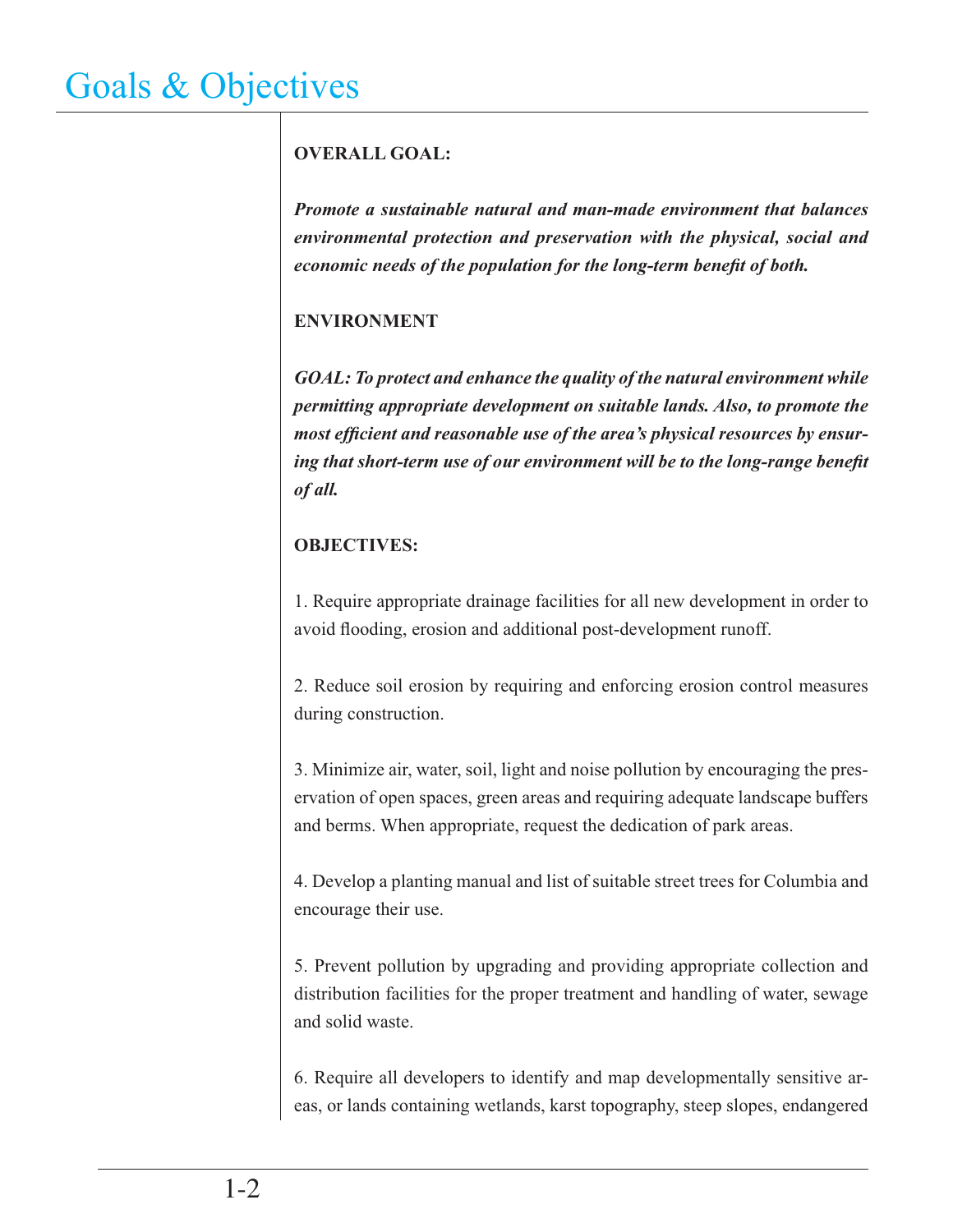# Goals & Objectives

**OVERALL GOAL:**

***Promote a sustainable natural and man-made environment that balances environmental protection and preservation with the physical, social and economic needs of the population for the long-term benefit of both.***

**ENVIRONMENT**

***GOAL: To protect and enhance the quality of the natural environment while permitting appropriate development on suitable lands. Also, to promote the most efficient and reasonable use of the area's physical resources by ensuring that short-term use of our environment will be to the long-range benefit of all.***

**OBJECTIVES:**

1. Require appropriate drainage facilities for all new development in order to avoid flooding, erosion and additional post-development runoff.

2. Reduce soil erosion by requiring and enforcing erosion control measures during construction.

3. Minimize air, water, soil, light and noise pollution by encouraging the preservation of open spaces, green areas and requiring adequate landscape buffers and berms. When appropriate, request the dedication of park areas.

4. Develop a planting manual and list of suitable street trees for Columbia and encourage their use.

5. Prevent pollution by upgrading and providing appropriate collection and distribution facilities for the proper treatment and handling of water, sewage and solid waste.

6. Require all developers to identify and map developmentally sensitive areas, or lands containing wetlands, karst topography, steep slopes, endangered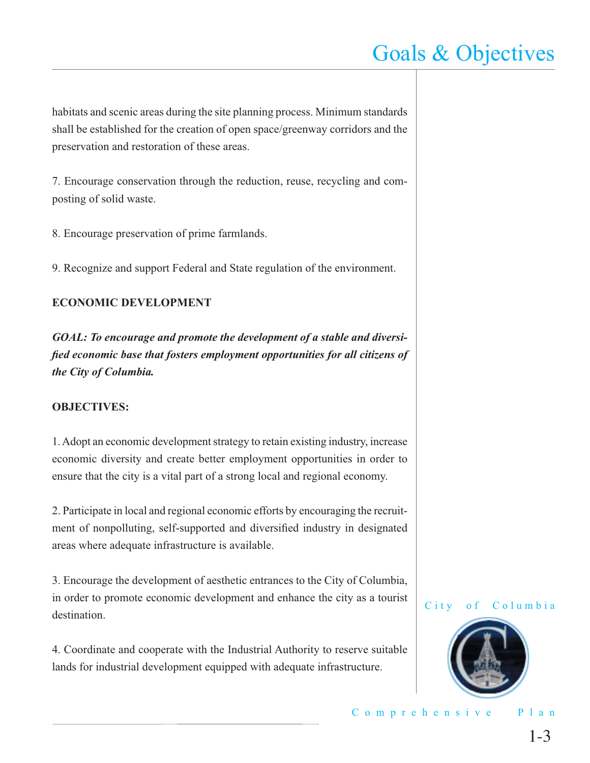habitats and scenic areas during the site planning process. Minimum standards shall be established for the creation of open space/greenway corridors and the preservation and restoration of these areas.

7. Encourage conservation through the reduction, reuse, recycling and composting of solid waste.

8. Encourage preservation of prime farmlands.

9. Recognize and support Federal and State regulation of the environment.

**ECONOMIC DEVELOPMENT**

***GOAL: To encourage and promote the development of a stable and diversified economic base that fosters employment opportunities for all citizens of the City of Columbia.***

**OBJECTIVES:**

1. Adopt an economic development strategy to retain existing industry, increase economic diversity and create better employment opportunities in order to ensure that the city is a vital part of a strong local and regional economy.

2. Participate in local and regional economic efforts by encouraging the recruitment of nonpolluting, self-supported and diversified industry in designated areas where adequate infrastructure is available.

3. Encourage the development of aesthetic entrances to the City of Columbia, in order to promote economic development and enhance the city as a tourist destination.

4. Coordinate and cooperate with the Industrial Authority to reserve suitable lands for industrial development equipped with adequate infrastructure.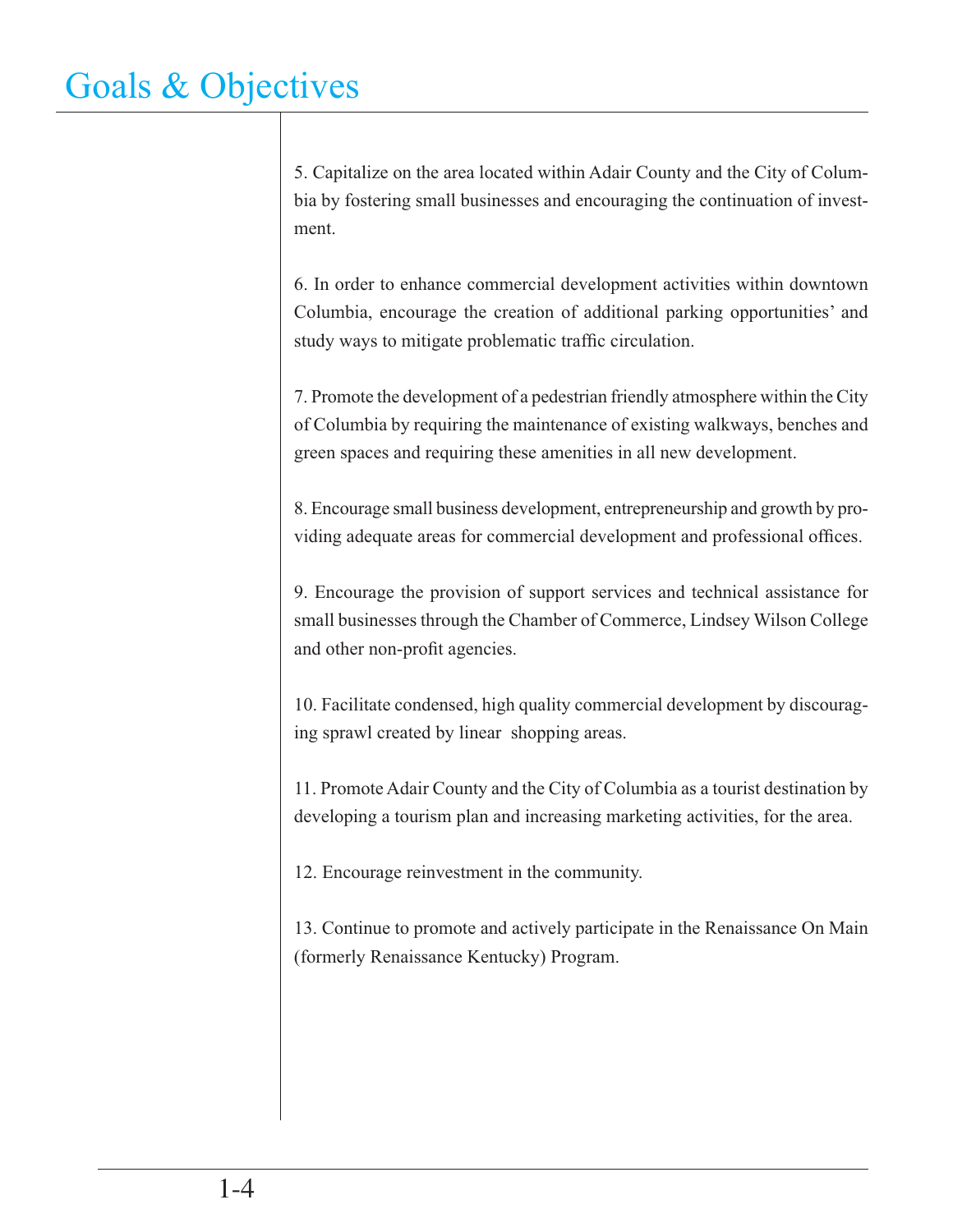# Goals & Objectives

5. Capitalize on the area located within Adair County and the City of Columbia by fostering small businesses and encouraging the continuation of investment.

6. In order to enhance commercial development activities within downtown Columbia, encourage the creation of additional parking opportunities' and study ways to mitigate problematic traffic circulation.

7. Promote the development of a pedestrian friendly atmosphere within the City of Columbia by requiring the maintenance of existing walkways, benches and green spaces and requiring these amenities in all new development.

8. Encourage small business development, entrepreneurship and growth by providing adequate areas for commercial development and professional offices.

9. Encourage the provision of support services and technical assistance for small businesses through the Chamber of Commerce, Lindsey Wilson College and other non-profit agencies.

10. Facilitate condensed, high quality commercial development by discouraging sprawl created by linear shopping areas.

11. Promote Adair County and the City of Columbia as a tourist destination by developing a tourism plan and increasing marketing activities, for the area.

12. Encourage reinvestment in the community.

13. Continue to promote and actively participate in the Renaissance On Main (formerly Renaissance Kentucky) Program.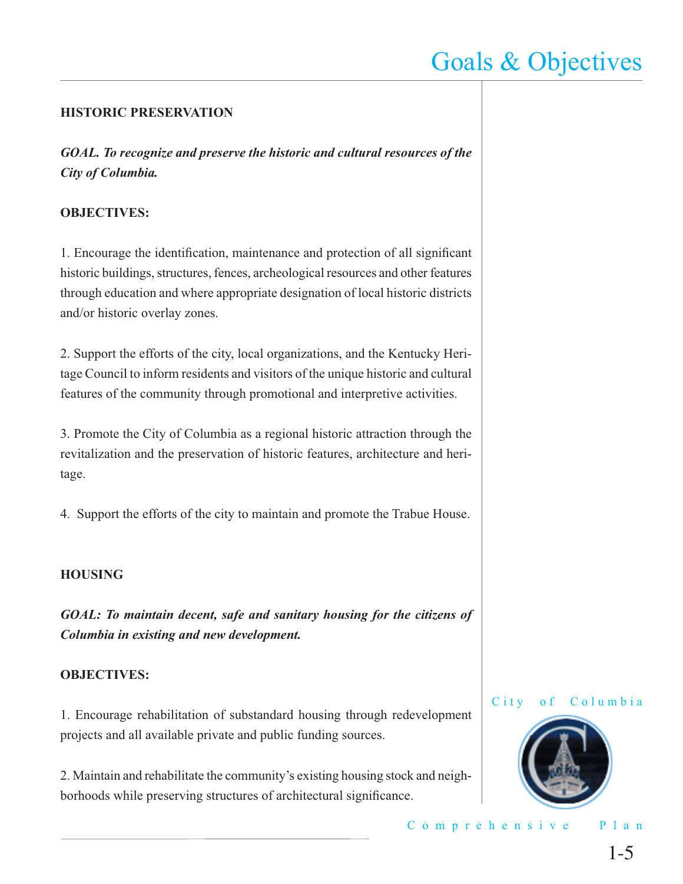## HISTORIC PRESERVATION

***GOAL. To recognize and preserve the historic and cultural resources of the City of Columbia.***

**OBJECTIVES:**

1. Encourage the identification, maintenance and protection of all significant historic buildings, structures, fences, archeological resources and other features through education and where appropriate designation of local historic districts and/or historic overlay zones.

2. Support the efforts of the city, local organizations, and the Kentucky Heritage Council to inform residents and visitors of the unique historic and cultural features of the community through promotional and interpretive activities.

3. Promote the City of Columbia as a regional historic attraction through the revitalization and the preservation of historic features, architecture and heritage.

4. Support the efforts of the city to maintain and promote the Trabue House.

## HOUSING

***GOAL: To maintain decent, safe and sanitary housing for the citizens of Columbia in existing and new development.***

**OBJECTIVES:**

1. Encourage rehabilitation of substandard housing through redevelopment projects and all available private and public funding sources.

2. Maintain and rehabilitate the community's existing housing stock and neighborhoods while preserving structures of architectural significance.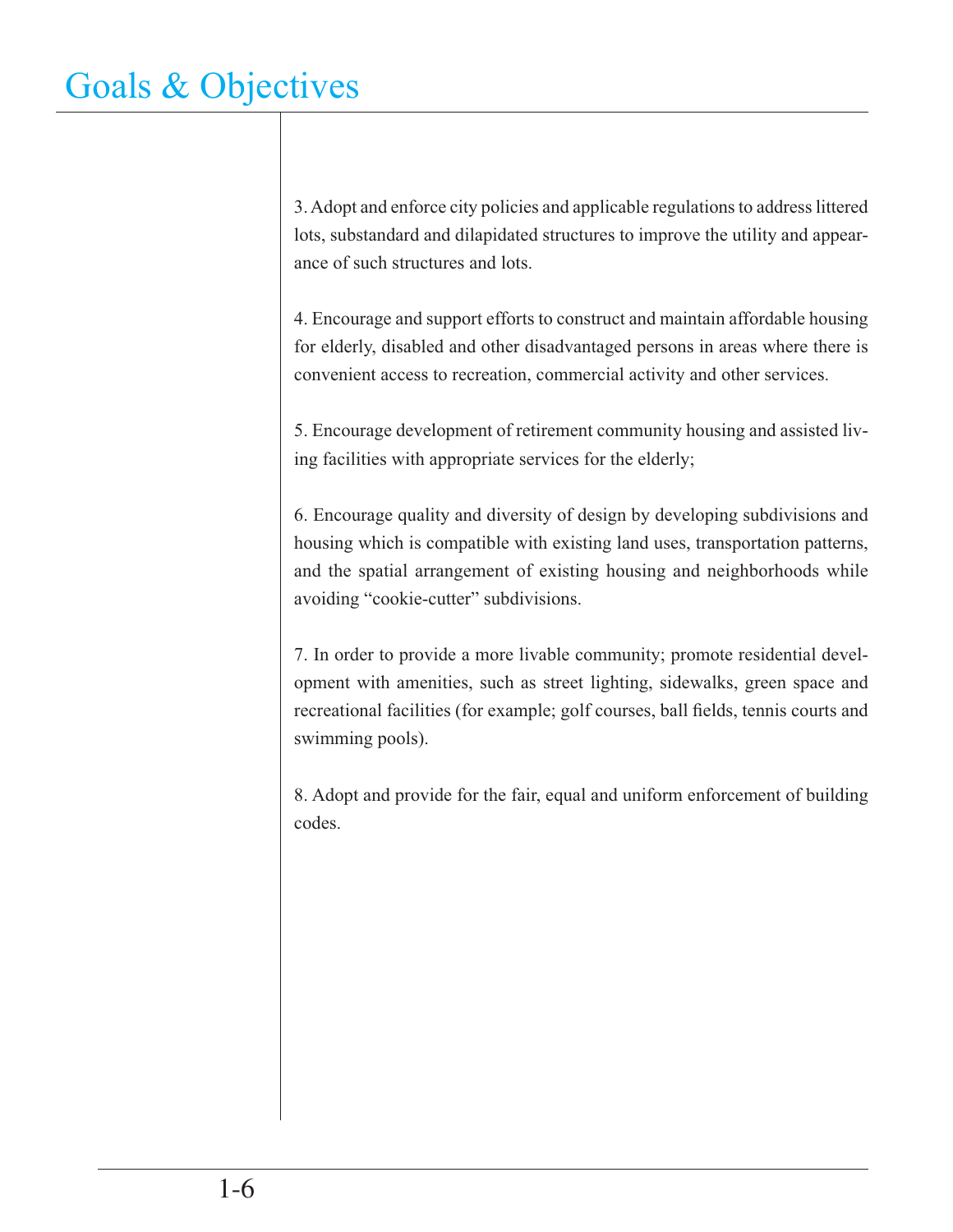# Goals & Objectives

3. Adopt and enforce city policies and applicable regulations to address littered lots, substandard and dilapidated structures to improve the utility and appearance of such structures and lots.

4. Encourage and support efforts to construct and maintain affordable housing for elderly, disabled and other disadvantaged persons in areas where there is convenient access to recreation, commercial activity and other services.

5. Encourage development of retirement community housing and assisted living facilities with appropriate services for the elderly;

6. Encourage quality and diversity of design by developing subdivisions and housing which is compatible with existing land uses, transportation patterns, and the spatial arrangement of existing housing and neighborhoods while avoiding "cookie-cutter" subdivisions.

7. In order to provide a more livable community; promote residential development with amenities, such as street lighting, sidewalks, green space and recreational facilities (for example; golf courses, ball fields, tennis courts and swimming pools).

8. Adopt and provide for the fair, equal and uniform enforcement of building codes.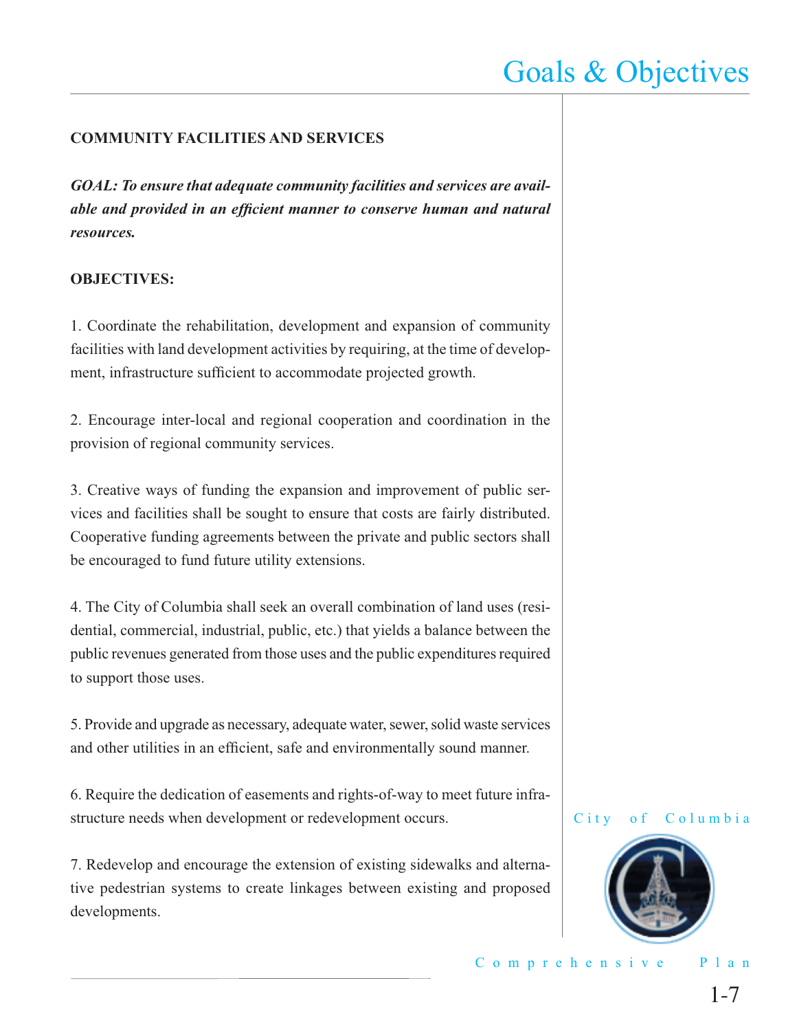## COMMUNITY FACILITIES AND SERVICES

***GOAL: To ensure that adequate community facilities and services are available and provided in an efficient manner to conserve human and natural resources.***

**OBJECTIVES:**

1. Coordinate the rehabilitation, development and expansion of community facilities with land development activities by requiring, at the time of development, infrastructure sufficient to accommodate projected growth.

2. Encourage inter-local and regional cooperation and coordination in the provision of regional community services.

3. Creative ways of funding the expansion and improvement of public services and facilities shall be sought to ensure that costs are fairly distributed. Cooperative funding agreements between the private and public sectors shall be encouraged to fund future utility extensions.

4. The City of Columbia shall seek an overall combination of land uses (residential, commercial, industrial, public, etc.) that yields a balance between the public revenues generated from those uses and the public expenditures required to support those uses.

5. Provide and upgrade as necessary, adequate water, sewer, solid waste services and other utilities in an efficient, safe and environmentally sound manner.

6. Require the dedication of easements and rights-of-way to meet future infrastructure needs when development or redevelopment occurs.

7. Redevelop and encourage the extension of existing sidewalks and alternative pedestrian systems to create linkages between existing and proposed developments.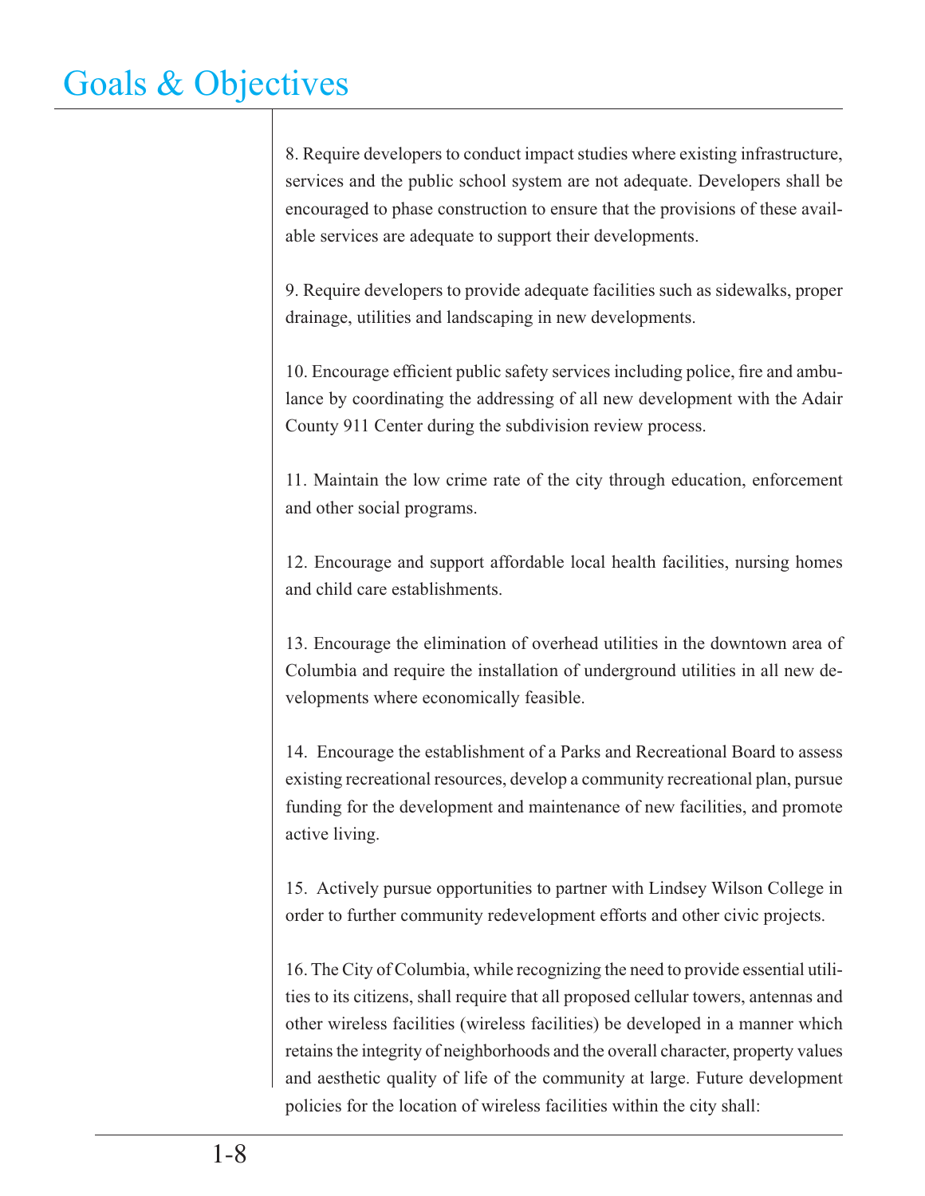# Goals & Objectives

8. Require developers to conduct impact studies where existing infrastructure, services and the public school system are not adequate. Developers shall be encouraged to phase construction to ensure that the provisions of these available services are adequate to support their developments.

9. Require developers to provide adequate facilities such as sidewalks, proper drainage, utilities and landscaping in new developments.

10. Encourage efficient public safety services including police, fire and ambulance by coordinating the addressing of all new development with the Adair County 911 Center during the subdivision review process.

11. Maintain the low crime rate of the city through education, enforcement and other social programs.

12. Encourage and support affordable local health facilities, nursing homes and child care establishments.

13. Encourage the elimination of overhead utilities in the downtown area of Columbia and require the installation of underground utilities in all new developments where economically feasible.

14. Encourage the establishment of a Parks and Recreational Board to assess existing recreational resources, develop a community recreational plan, pursue funding for the development and maintenance of new facilities, and promote active living.

15. Actively pursue opportunities to partner with Lindsey Wilson College in order to further community redevelopment efforts and other civic projects.

16. The City of Columbia, while recognizing the need to provide essential utilities to its citizens, shall require that all proposed cellular towers, antennas and other wireless facilities (wireless facilities) be developed in a manner which retains the integrity of neighborhoods and the overall character, property values and aesthetic quality of life of the community at large. Future development policies for the location of wireless facilities within the city shall: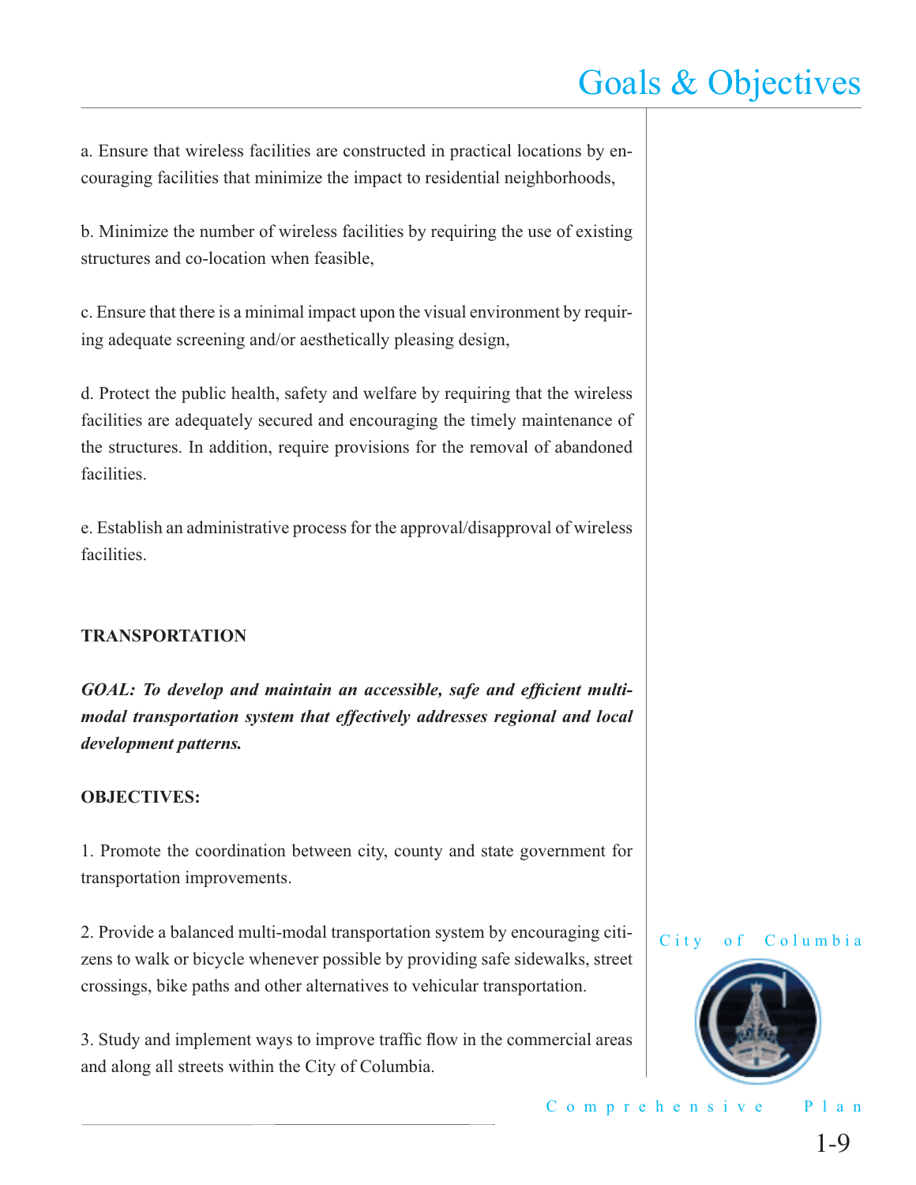a. Ensure that wireless facilities are constructed in practical locations by encouraging facilities that minimize the impact to residential neighborhoods,

b. Minimize the number of wireless facilities by requiring the use of existing structures and co-location when feasible,

c. Ensure that there is a minimal impact upon the visual environment by requiring adequate screening and/or aesthetically pleasing design,

d. Protect the public health, safety and welfare by requiring that the wireless facilities are adequately secured and encouraging the timely maintenance of the structures. In addition, require provisions for the removal of abandoned facilities.

e. Establish an administrative process for the approval/disapproval of wireless facilities.

**TRANSPORTATION**

***GOAL: To develop and maintain an accessible, safe and efficient multi-modal transportation system that effectively addresses regional and local development patterns.***

**OBJECTIVES:**

1. Promote the coordination between city, county and state government for transportation improvements.

2. Provide a balanced multi-modal transportation system by encouraging citizens to walk or bicycle whenever possible by providing safe sidewalks, street crossings, bike paths and other alternatives to vehicular transportation.

3. Study and implement ways to improve traffic flow in the commercial areas and along all streets within the City of Columbia.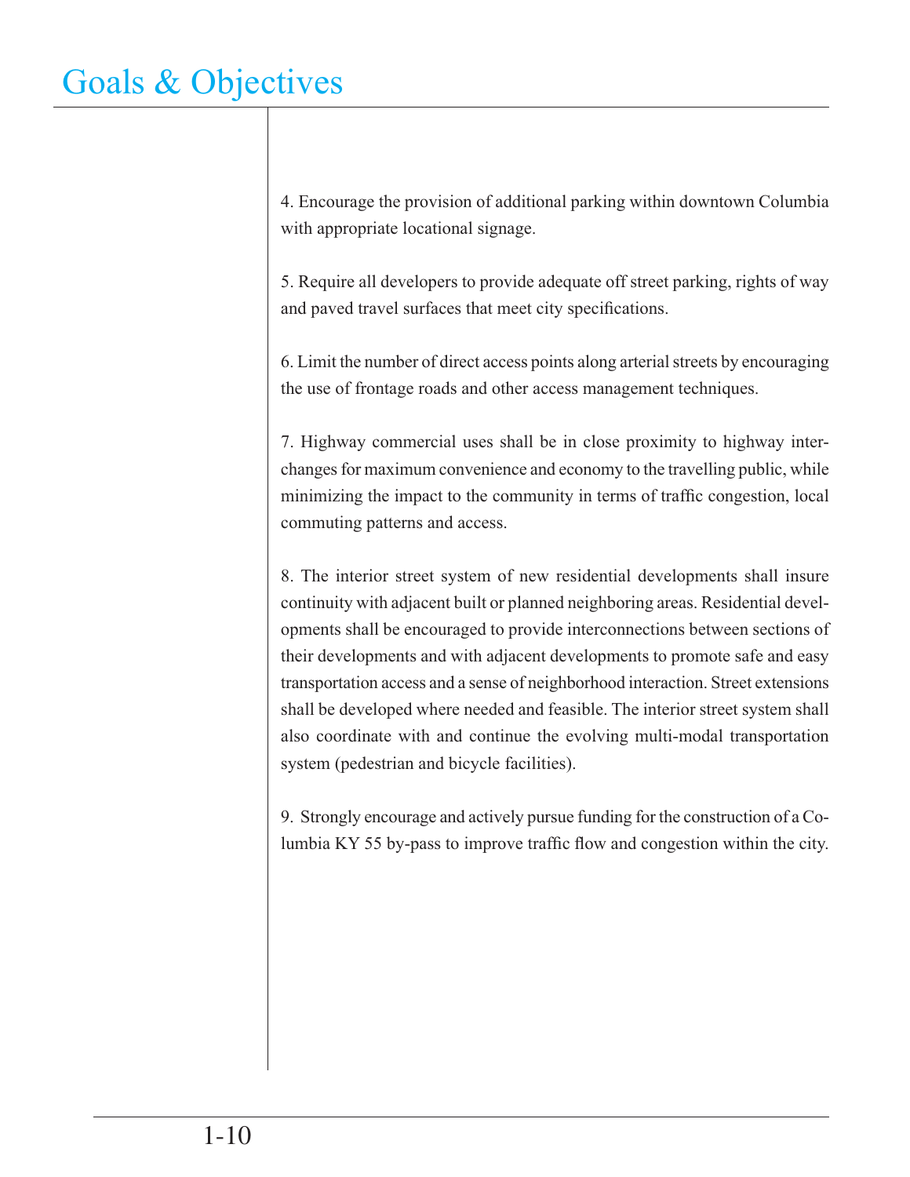# Goals & Objectives

4. Encourage the provision of additional parking within downtown Columbia with appropriate locational signage.

5. Require all developers to provide adequate off street parking, rights of way and paved travel surfaces that meet city specifications.

6. Limit the number of direct access points along arterial streets by encouraging the use of frontage roads and other access management techniques.

7. Highway commercial uses shall be in close proximity to highway interchanges for maximum convenience and economy to the travelling public, while minimizing the impact to the community in terms of traffic congestion, local commuting patterns and access.

8. The interior street system of new residential developments shall insure continuity with adjacent built or planned neighboring areas. Residential developments shall be encouraged to provide interconnections between sections of their developments and with adjacent developments to promote safe and easy transportation access and a sense of neighborhood interaction. Street extensions shall be developed where needed and feasible. The interior street system shall also coordinate with and continue the evolving multi-modal transportation system (pedestrian and bicycle facilities).

9. Strongly encourage and actively pursue funding for the construction of a Columbia KY 55 by-pass to improve traffic flow and congestion within the city.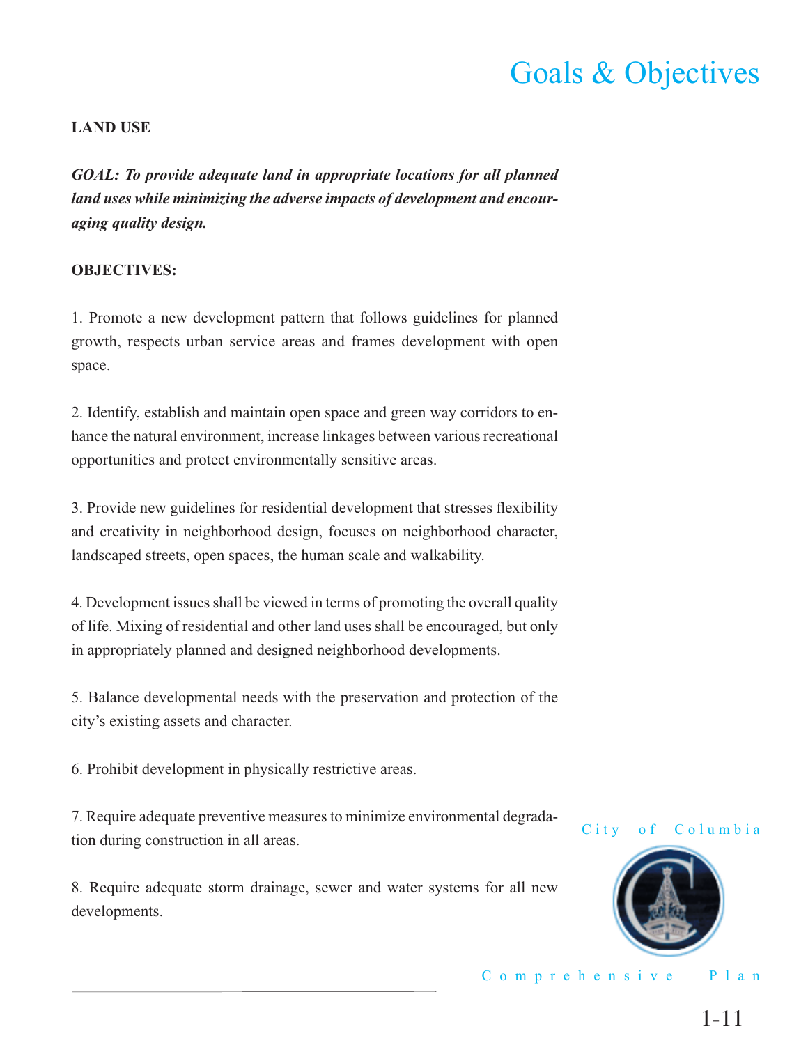## LAND USE

***GOAL: To provide adequate land in appropriate locations for all planned land uses while minimizing the adverse impacts of development and encouraging quality design.***

**OBJECTIVES:**

1. Promote a new development pattern that follows guidelines for planned growth, respects urban service areas and frames development with open space.

2. Identify, establish and maintain open space and green way corridors to enhance the natural environment, increase linkages between various recreational opportunities and protect environmentally sensitive areas.

3. Provide new guidelines for residential development that stresses flexibility and creativity in neighborhood design, focuses on neighborhood character, landscaped streets, open spaces, the human scale and walkability.

4. Development issues shall be viewed in terms of promoting the overall quality of life. Mixing of residential and other land uses shall be encouraged, but only in appropriately planned and designed neighborhood developments.

5. Balance developmental needs with the preservation and protection of the city's existing assets and character.

6. Prohibit development in physically restrictive areas.

7. Require adequate preventive measures to minimize environmental degradation during construction in all areas.

8. Require adequate storm drainage, sewer and water systems for all new developments.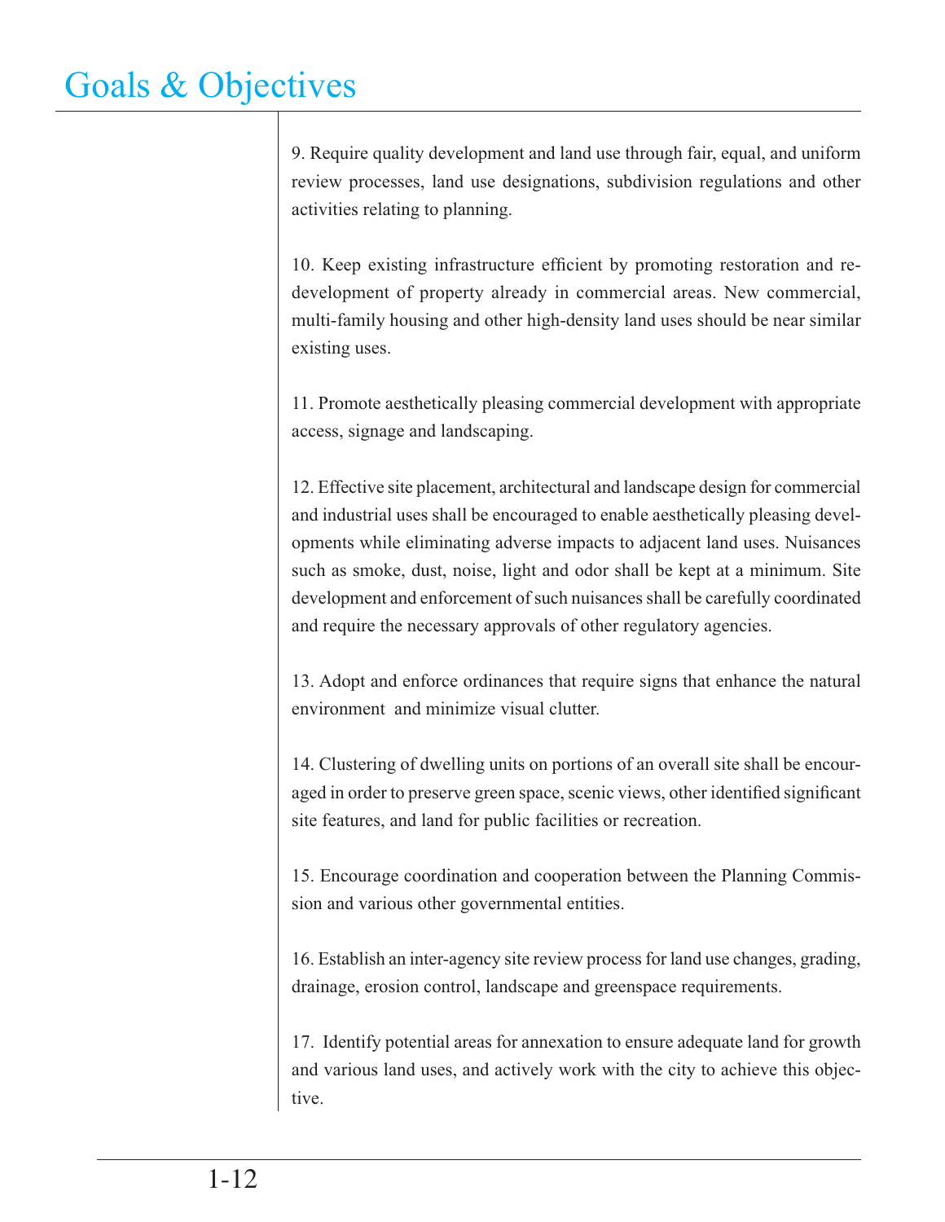# Goals & Objectives

9. Require quality development and land use through fair, equal, and uniform review processes, land use designations, subdivision regulations and other activities relating to planning.

10. Keep existing infrastructure efficient by promoting restoration and redevelopment of property already in commercial areas. New commercial, multi-family housing and other high-density land uses should be near similar existing uses.

11. Promote aesthetically pleasing commercial development with appropriate access, signage and landscaping.

12. Effective site placement, architectural and landscape design for commercial and industrial uses shall be encouraged to enable aesthetically pleasing developments while eliminating adverse impacts to adjacent land uses. Nuisances such as smoke, dust, noise, light and odor shall be kept at a minimum. Site development and enforcement of such nuisances shall be carefully coordinated and require the necessary approvals of other regulatory agencies.

13. Adopt and enforce ordinances that require signs that enhance the natural environment and minimize visual clutter.

14. Clustering of dwelling units on portions of an overall site shall be encouraged in order to preserve green space, scenic views, other identified significant site features, and land for public facilities or recreation.

15. Encourage coordination and cooperation between the Planning Commission and various other governmental entities.

16. Establish an inter-agency site review process for land use changes, grading, drainage, erosion control, landscape and greenspace requirements.

17. Identify potential areas for annexation to ensure adequate land for growth and various land uses, and actively work with the city to achieve this objective.